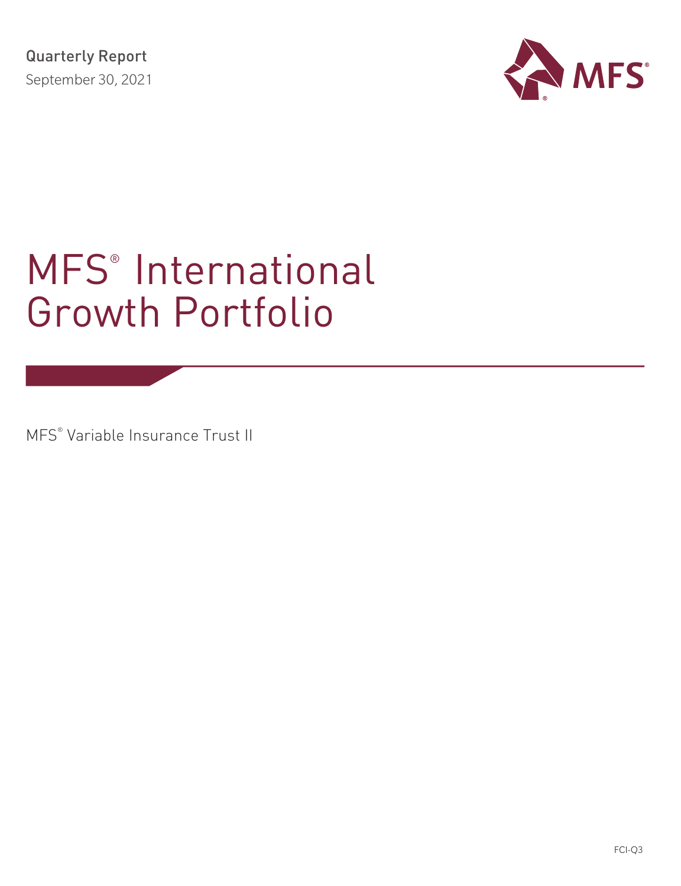Quarterly Report

September 30, 2021

MFS®

# MFS® International Growth Portfolio

MFS® Variable Insurance Trust II

FCI-Q3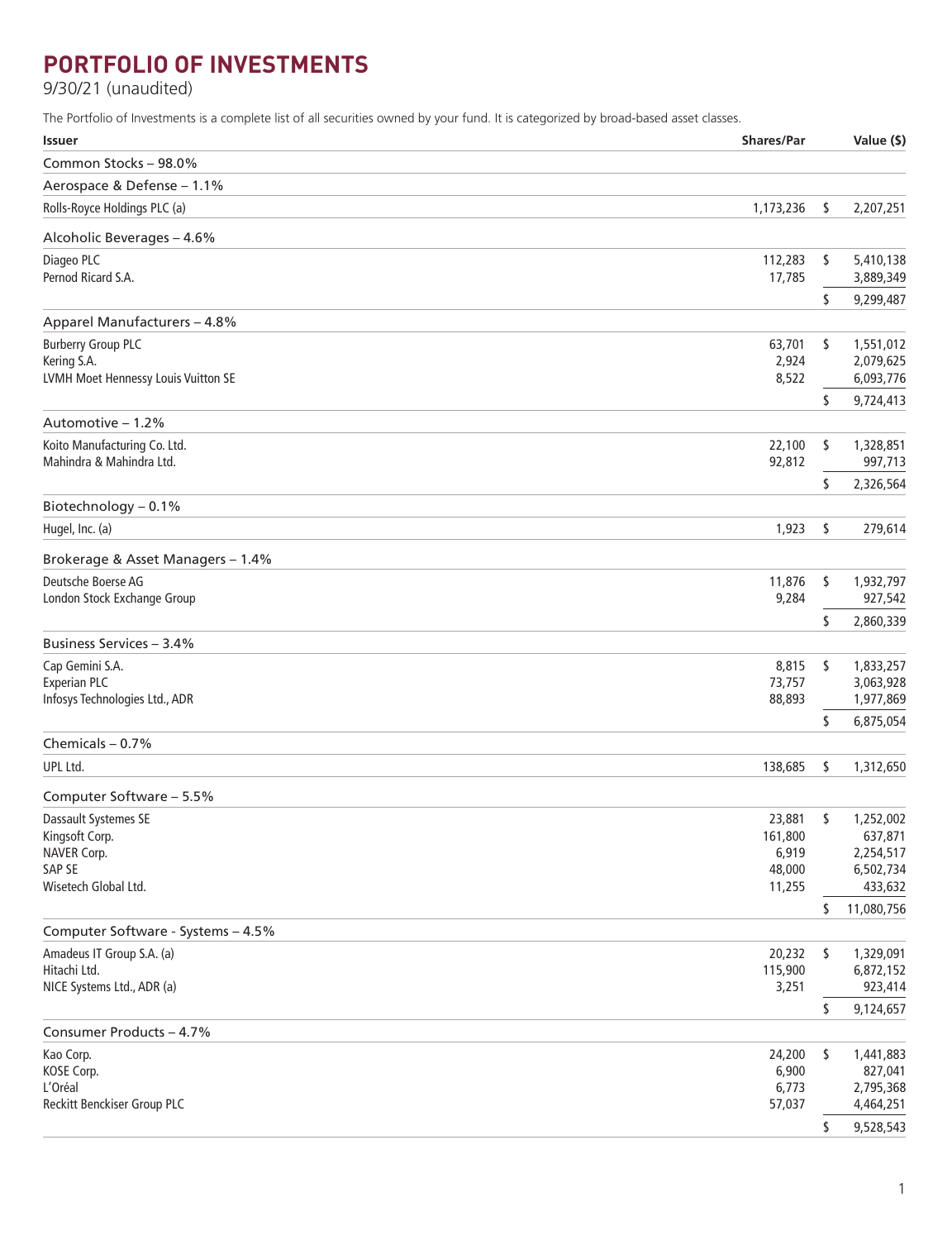# PORTFOLIO OF INVESTMENTS

9/30/21 (unaudited)

The Portfolio of Investments is a complete list of all securities owned by your fund. It is categorized by broad-based asset classes.

| Issuer | Shares/Par | Value ($) |
|---|---|---|
| **Common Stocks – 98.0%** | | |
| **Aerospace & Defense – 1.1%** | | |
| Rolls-Royce Holdings PLC (a) | 1,173,236 | $ 2,207,251 |
| **Alcoholic Beverages – 4.6%** | | |
| Diageo PLC | 112,283 | $ 5,410,138 |
| Pernod Ricard S.A. | 17,785 | 3,889,349 |
| | | $ 9,299,487 |
| **Apparel Manufacturers – 4.8%** | | |
| Burberry Group PLC | 63,701 | $ 1,551,012 |
| Kering S.A. | 2,924 | 2,079,625 |
| LVMH Moet Hennessy Louis Vuitton SE | 8,522 | 6,093,776 |
| | | $ 9,724,413 |
| **Automotive – 1.2%** | | |
| Koito Manufacturing Co. Ltd. | 22,100 | $ 1,328,851 |
| Mahindra & Mahindra Ltd. | 92,812 | 997,713 |
| | | $ 2,326,564 |
| **Biotechnology – 0.1%** | | |
| Hugel, Inc. (a) | 1,923 | $ 279,614 |
| **Brokerage & Asset Managers – 1.4%** | | |
| Deutsche Boerse AG | 11,876 | $ 1,932,797 |
| London Stock Exchange Group | 9,284 | 927,542 |
| | | $ 2,860,339 |
| **Business Services – 3.4%** | | |
| Cap Gemini S.A. | 8,815 | $ 1,833,257 |
| Experian PLC | 73,757 | 3,063,928 |
| Infosys Technologies Ltd., ADR | 88,893 | 1,977,869 |
| | | $ 6,875,054 |
| **Chemicals – 0.7%** | | |
| UPL Ltd. | 138,685 | $ 1,312,650 |
| **Computer Software – 5.5%** | | |
| Dassault Systemes SE | 23,881 | $ 1,252,002 |
| Kingsoft Corp. | 161,800 | 637,871 |
| NAVER Corp. | 6,919 | 2,254,517 |
| SAP SE | 48,000 | 6,502,734 |
| Wisetech Global Ltd. | 11,255 | 433,632 |
| | | $ 11,080,756 |
| **Computer Software - Systems – 4.5%** | | |
| Amadeus IT Group S.A. (a) | 20,232 | $ 1,329,091 |
| Hitachi Ltd. | 115,900 | 6,872,152 |
| NICE Systems Ltd., ADR (a) | 3,251 | 923,414 |
| | | $ 9,124,657 |
| **Consumer Products – 4.7%** | | |
| Kao Corp. | 24,200 | $ 1,441,883 |
| KOSE Corp. | 6,900 | 827,041 |
| L'Oréal | 6,773 | 2,795,368 |
| Reckitt Benckiser Group PLC | 57,037 | 4,464,251 |
| | | $ 9,528,543 |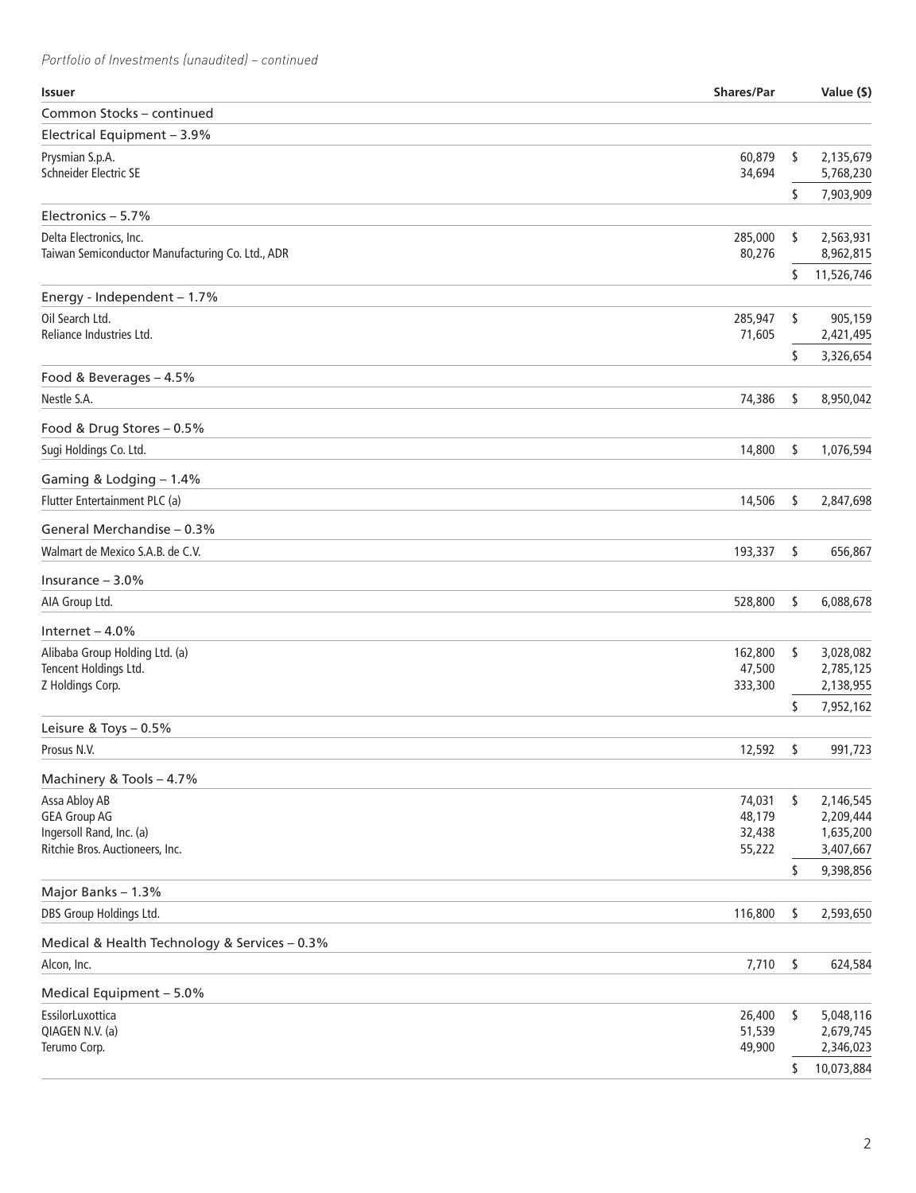*Portfolio of Investments (unaudited) – continued*

| Issuer | Shares/Par | | Value ($) |
|---|---|---|---|
| **Common Stocks – continued** | | | |
| **Electrical Equipment – 3.9%** | | | |
| Prysmian S.p.A. | 60,879 | $ | 2,135,679 |
| Schneider Electric SE | 34,694 | | 5,768,230 |
| | | $ | 7,903,909 |
| **Electronics – 5.7%** | | | |
| Delta Electronics, Inc. | 285,000 | $ | 2,563,931 |
| Taiwan Semiconductor Manufacturing Co. Ltd., ADR | 80,276 | | 8,962,815 |
| | | $ | 11,526,746 |
| **Energy - Independent – 1.7%** | | | |
| Oil Search Ltd. | 285,947 | $ | 905,159 |
| Reliance Industries Ltd. | 71,605 | | 2,421,495 |
| | | $ | 3,326,654 |
| **Food & Beverages – 4.5%** | | | |
| Nestle S.A. | 74,386 | $ | 8,950,042 |
| **Food & Drug Stores – 0.5%** | | | |
| Sugi Holdings Co. Ltd. | 14,800 | $ | 1,076,594 |
| **Gaming & Lodging – 1.4%** | | | |
| Flutter Entertainment PLC (a) | 14,506 | $ | 2,847,698 |
| **General Merchandise – 0.3%** | | | |
| Walmart de Mexico S.A.B. de C.V. | 193,337 | $ | 656,867 |
| **Insurance – 3.0%** | | | |
| AIA Group Ltd. | 528,800 | $ | 6,088,678 |
| **Internet – 4.0%** | | | |
| Alibaba Group Holding Ltd. (a) | 162,800 | $ | 3,028,082 |
| Tencent Holdings Ltd. | 47,500 | | 2,785,125 |
| Z Holdings Corp. | 333,300 | | 2,138,955 |
| | | $ | 7,952,162 |
| **Leisure & Toys – 0.5%** | | | |
| Prosus N.V. | 12,592 | $ | 991,723 |
| **Machinery & Tools – 4.7%** | | | |
| Assa Abloy AB | 74,031 | $ | 2,146,545 |
| GEA Group AG | 48,179 | | 2,209,444 |
| Ingersoll Rand, Inc. (a) | 32,438 | | 1,635,200 |
| Ritchie Bros. Auctioneers, Inc. | 55,222 | | 3,407,667 |
| | | $ | 9,398,856 |
| **Major Banks – 1.3%** | | | |
| DBS Group Holdings Ltd. | 116,800 | $ | 2,593,650 |
| **Medical & Health Technology & Services – 0.3%** | | | |
| Alcon, Inc. | 7,710 | $ | 624,584 |
| **Medical Equipment – 5.0%** | | | |
| EssilorLuxottica | 26,400 | $ | 5,048,116 |
| QIAGEN N.V. (a) | 51,539 | | 2,679,745 |
| Terumo Corp. | 49,900 | | 2,346,023 |
| | | $ | 10,073,884 |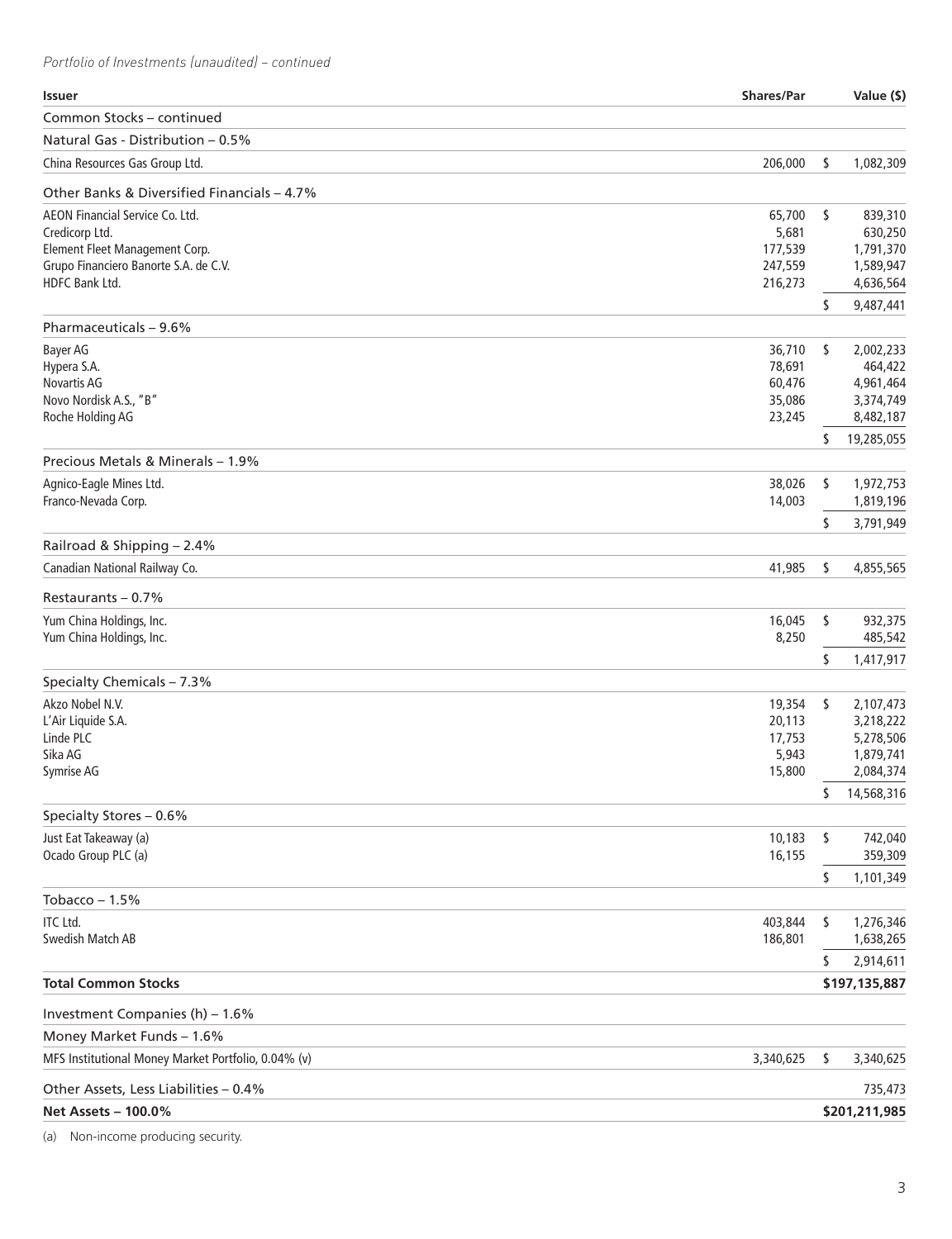*Portfolio of Investments (unaudited) – continued*

| Issuer | Shares/Par | Value ($) |
|---|---|---|
| Common Stocks – continued | | |
| Natural Gas - Distribution – 0.5% | | |
| China Resources Gas Group Ltd. | 206,000 | $ 1,082,309 |
| Other Banks & Diversified Financials – 4.7% | | |
| AEON Financial Service Co. Ltd. | 65,700 | $ 839,310 |
| Credicorp Ltd. | 5,681 | 630,250 |
| Element Fleet Management Corp. | 177,539 | 1,791,370 |
| Grupo Financiero Banorte S.A. de C.V. | 247,559 | 1,589,947 |
| HDFC Bank Ltd. | 216,273 | 4,636,564 |
| | | $ 9,487,441 |
| Pharmaceuticals – 9.6% | | |
| Bayer AG | 36,710 | $ 2,002,233 |
| Hypera S.A. | 78,691 | 464,422 |
| Novartis AG | 60,476 | 4,961,464 |
| Novo Nordisk A.S., "B" | 35,086 | 3,374,749 |
| Roche Holding AG | 23,245 | 8,482,187 |
| | | $ 19,285,055 |
| Precious Metals & Minerals – 1.9% | | |
| Agnico-Eagle Mines Ltd. | 38,026 | $ 1,972,753 |
| Franco-Nevada Corp. | 14,003 | 1,819,196 |
| | | $ 3,791,949 |
| Railroad & Shipping – 2.4% | | |
| Canadian National Railway Co. | 41,985 | $ 4,855,565 |
| Restaurants – 0.7% | | |
| Yum China Holdings, Inc. | 16,045 | $ 932,375 |
| Yum China Holdings, Inc. | 8,250 | 485,542 |
| | | $ 1,417,917 |
| Specialty Chemicals – 7.3% | | |
| Akzo Nobel N.V. | 19,354 | $ 2,107,473 |
| L'Air Liquide S.A. | 20,113 | 3,218,222 |
| Linde PLC | 17,753 | 5,278,506 |
| Sika AG | 5,943 | 1,879,741 |
| Symrise AG | 15,800 | 2,084,374 |
| | | $ 14,568,316 |
| Specialty Stores – 0.6% | | |
| Just Eat Takeaway (a) | 10,183 | $ 742,040 |
| Ocado Group PLC (a) | 16,155 | 359,309 |
| | | $ 1,101,349 |
| Tobacco – 1.5% | | |
| ITC Ltd. | 403,844 | $ 1,276,346 |
| Swedish Match AB | 186,801 | 1,638,265 |
| | | $ 2,914,611 |
| **Total Common Stocks** | | **$197,135,887** |
| Investment Companies (h) – 1.6% | | |
| Money Market Funds – 1.6% | | |
| MFS Institutional Money Market Portfolio, 0.04% (v) | 3,340,625 | $ 3,340,625 |
| Other Assets, Less Liabilities – 0.4% | | 735,473 |
| **Net Assets – 100.0%** | | **$201,211,985** |

(a) Non-income producing security.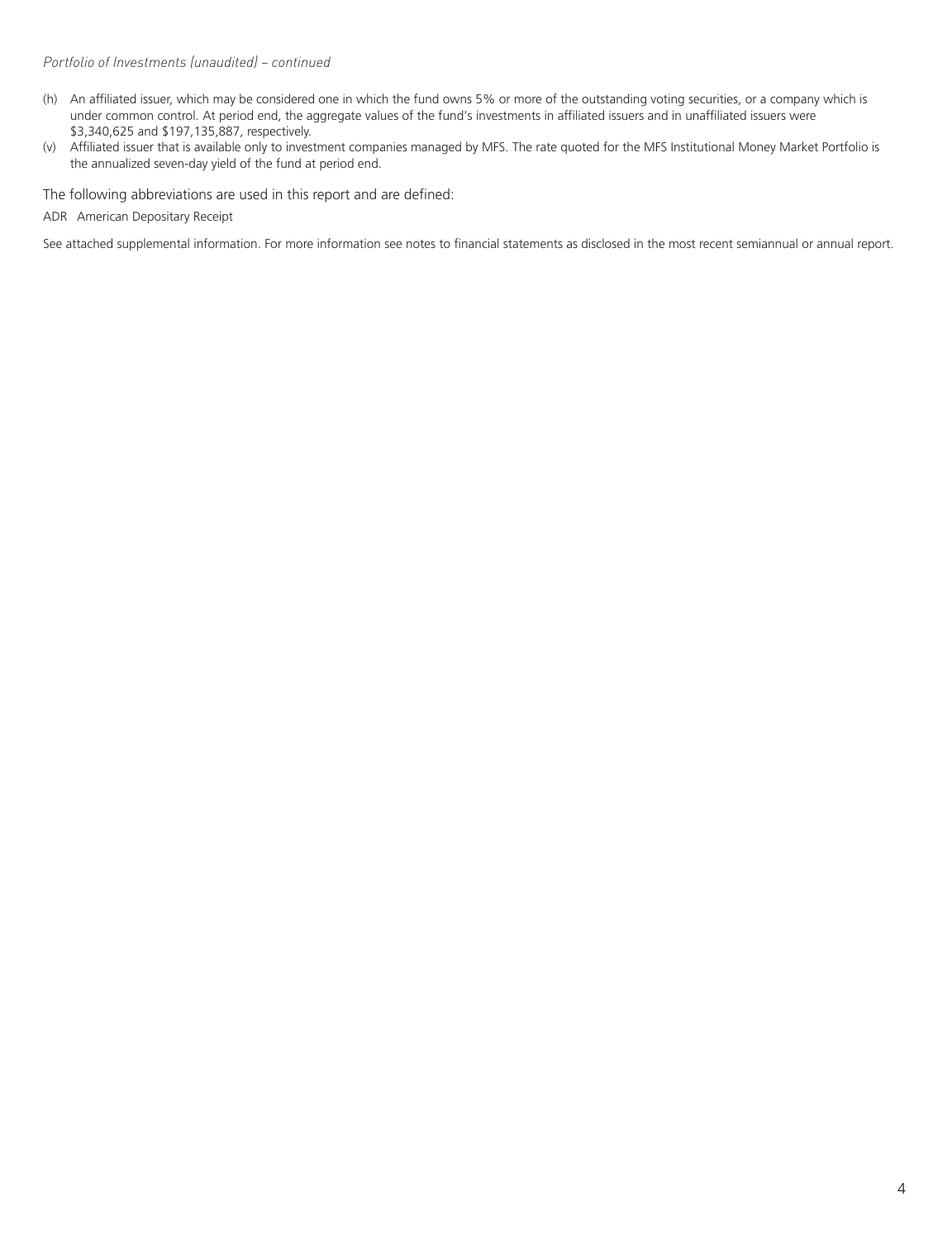*Portfolio of Investments (unaudited) – continued*

(h) An affiliated issuer, which may be considered one in which the fund owns 5% or more of the outstanding voting securities, or a company which is under common control. At period end, the aggregate values of the fund's investments in affiliated issuers and in unaffiliated issuers were $3,340,625 and $197,135,887, respectively.

(v) Affiliated issuer that is available only to investment companies managed by MFS. The rate quoted for the MFS Institutional Money Market Portfolio is the annualized seven-day yield of the fund at period end.

The following abbreviations are used in this report and are defined:

ADR American Depositary Receipt

See attached supplemental information. For more information see notes to financial statements as disclosed in the most recent semiannual or annual report.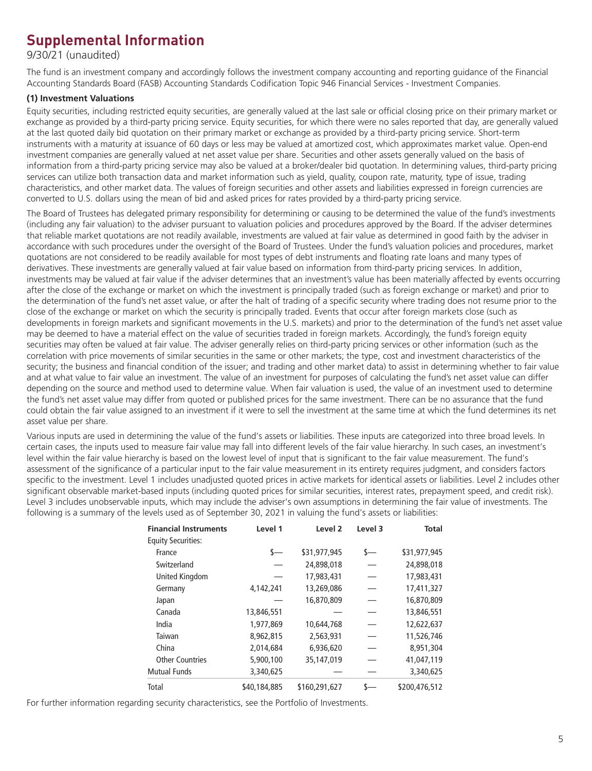# Supplemental Information

9/30/21 (unaudited)

The fund is an investment company and accordingly follows the investment company accounting and reporting guidance of the Financial Accounting Standards Board (FASB) Accounting Standards Codification Topic 946 Financial Services - Investment Companies.

**(1) Investment Valuations**

Equity securities, including restricted equity securities, are generally valued at the last sale or official closing price on their primary market or exchange as provided by a third-party pricing service. Equity securities, for which there were no sales reported that day, are generally valued at the last quoted daily bid quotation on their primary market or exchange as provided by a third-party pricing service. Short-term instruments with a maturity at issuance of 60 days or less may be valued at amortized cost, which approximates market value. Open-end investment companies are generally valued at net asset value per share. Securities and other assets generally valued on the basis of information from a third-party pricing service may also be valued at a broker/dealer bid quotation. In determining values, third-party pricing services can utilize both transaction data and market information such as yield, quality, coupon rate, maturity, type of issue, trading characteristics, and other market data. The values of foreign securities and other assets and liabilities expressed in foreign currencies are converted to U.S. dollars using the mean of bid and asked prices for rates provided by a third-party pricing service.

The Board of Trustees has delegated primary responsibility for determining or causing to be determined the value of the fund's investments (including any fair valuation) to the adviser pursuant to valuation policies and procedures approved by the Board. If the adviser determines that reliable market quotations are not readily available, investments are valued at fair value as determined in good faith by the adviser in accordance with such procedures under the oversight of the Board of Trustees. Under the fund's valuation policies and procedures, market quotations are not considered to be readily available for most types of debt instruments and floating rate loans and many types of derivatives. These investments are generally valued at fair value based on information from third-party pricing services. In addition, investments may be valued at fair value if the adviser determines that an investment's value has been materially affected by events occurring after the close of the exchange or market on which the investment is principally traded (such as foreign exchange or market) and prior to the determination of the fund's net asset value, or after the halt of trading of a specific security where trading does not resume prior to the close of the exchange or market on which the security is principally traded. Events that occur after foreign markets close (such as developments in foreign markets and significant movements in the U.S. markets) and prior to the determination of the fund's net asset value may be deemed to have a material effect on the value of securities traded in foreign markets. Accordingly, the fund's foreign equity securities may often be valued at fair value. The adviser generally relies on third-party pricing services or other information (such as the correlation with price movements of similar securities in the same or other markets; the type, cost and investment characteristics of the security; the business and financial condition of the issuer; and trading and other market data) to assist in determining whether to fair value and at what value to fair value an investment. The value of an investment for purposes of calculating the fund's net asset value can differ depending on the source and method used to determine value. When fair valuation is used, the value of an investment used to determine the fund's net asset value may differ from quoted or published prices for the same investment. There can be no assurance that the fund could obtain the fair value assigned to an investment if it were to sell the investment at the same time at which the fund determines its net asset value per share.

Various inputs are used in determining the value of the fund's assets or liabilities. These inputs are categorized into three broad levels. In certain cases, the inputs used to measure fair value may fall into different levels of the fair value hierarchy. In such cases, an investment's level within the fair value hierarchy is based on the lowest level of input that is significant to the fair value measurement. The fund's assessment of the significance of a particular input to the fair value measurement in its entirety requires judgment, and considers factors specific to the investment. Level 1 includes unadjusted quoted prices in active markets for identical assets or liabilities. Level 2 includes other significant observable market-based inputs (including quoted prices for similar securities, interest rates, prepayment speed, and credit risk). Level 3 includes unobservable inputs, which may include the adviser's own assumptions in determining the fair value of investments. The following is a summary of the levels used as of September 30, 2021 in valuing the fund's assets or liabilities:

| Financial Instruments | Level 1 | Level 2 | Level 3 | Total |
|---|---|---|---|---|
| Equity Securities: | | | | |
| France | $— | $31,977,945 | $— | $31,977,945 |
| Switzerland | — | 24,898,018 | — | 24,898,018 |
| United Kingdom | — | 17,983,431 | — | 17,983,431 |
| Germany | 4,142,241 | 13,269,086 | — | 17,411,327 |
| Japan | — | 16,870,809 | — | 16,870,809 |
| Canada | 13,846,551 | — | — | 13,846,551 |
| India | 1,977,869 | 10,644,768 | — | 12,622,637 |
| Taiwan | 8,962,815 | 2,563,931 | — | 11,526,746 |
| China | 2,014,684 | 6,936,620 | — | 8,951,304 |
| Other Countries | 5,900,100 | 35,147,019 | — | 41,047,119 |
| Mutual Funds | 3,340,625 | — | — | 3,340,625 |
| Total | $40,184,885 | $160,291,627 | $— | $200,476,512 |

For further information regarding security characteristics, see the Portfolio of Investments.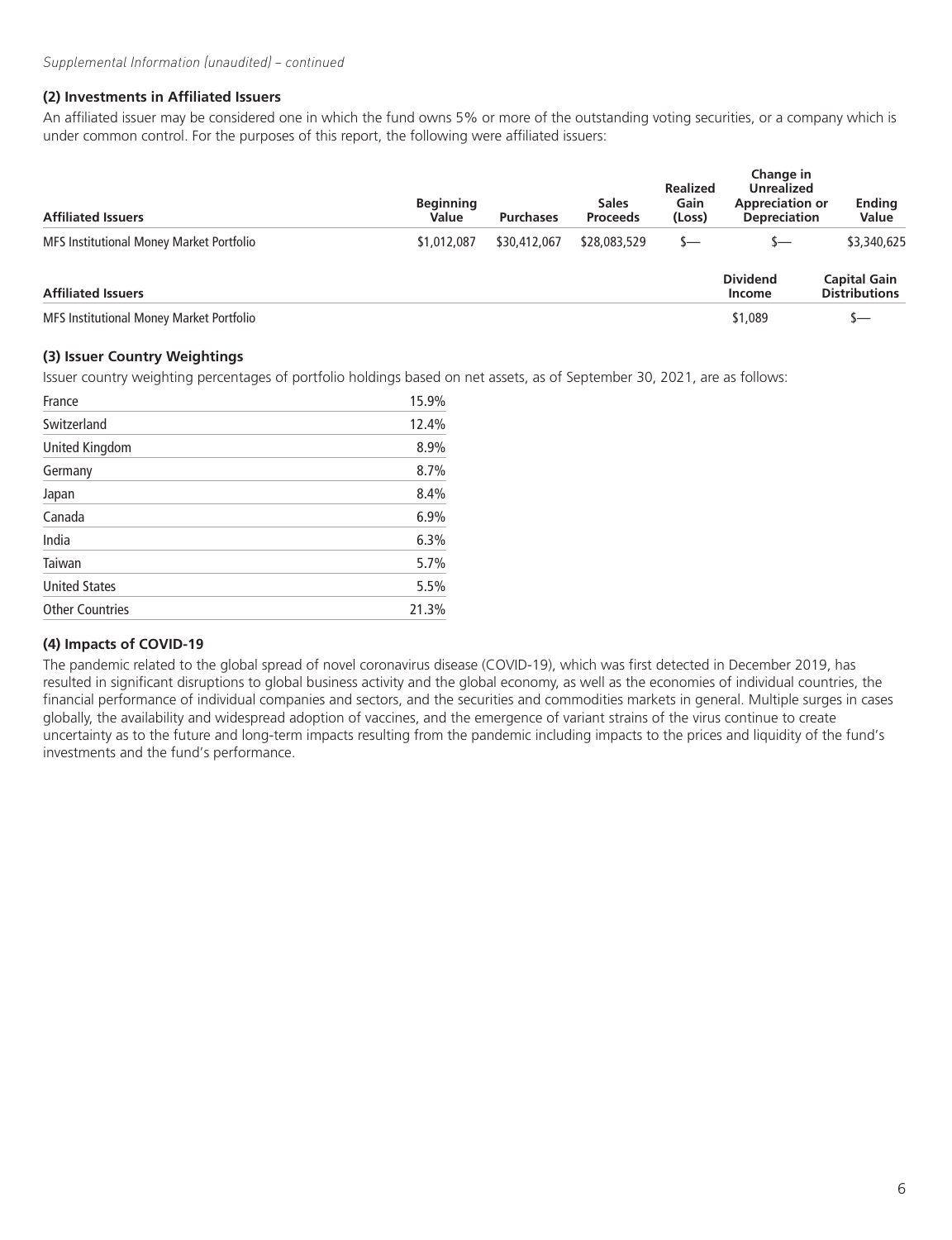*Supplemental Information (unaudited) – continued*

### (2) Investments in Affiliated Issuers

An affiliated issuer may be considered one in which the fund owns 5% or more of the outstanding voting securities, or a company which is under common control. For the purposes of this report, the following were affiliated issuers:

| Affiliated Issuers | Beginning Value | Purchases | Sales Proceeds | Realized Gain (Loss) | Change in Unrealized Appreciation or Depreciation | Ending Value |
|---|---|---|---|---|---|---|
| MFS Institutional Money Market Portfolio | $1,012,087 | $30,412,067 | $28,083,529 | $— | $— | $3,340,625 |

| Affiliated Issuers | Dividend Income | Capital Gain Distributions |
|---|---|---|
| MFS Institutional Money Market Portfolio | $1,089 | $— |

### (3) Issuer Country Weightings

Issuer country weighting percentages of portfolio holdings based on net assets, as of September 30, 2021, are as follows:

| | |
|---|---|
| France | 15.9% |
| Switzerland | 12.4% |
| United Kingdom | 8.9% |
| Germany | 8.7% |
| Japan | 8.4% |
| Canada | 6.9% |
| India | 6.3% |
| Taiwan | 5.7% |
| United States | 5.5% |
| Other Countries | 21.3% |

### (4) Impacts of COVID-19

The pandemic related to the global spread of novel coronavirus disease (COVID-19), which was first detected in December 2019, has resulted in significant disruptions to global business activity and the global economy, as well as the economies of individual countries, the financial performance of individual companies and sectors, and the securities and commodities markets in general. Multiple surges in cases globally, the availability and widespread adoption of vaccines, and the emergence of variant strains of the virus continue to create uncertainty as to the future and long-term impacts resulting from the pandemic including impacts to the prices and liquidity of the fund's investments and the fund's performance.